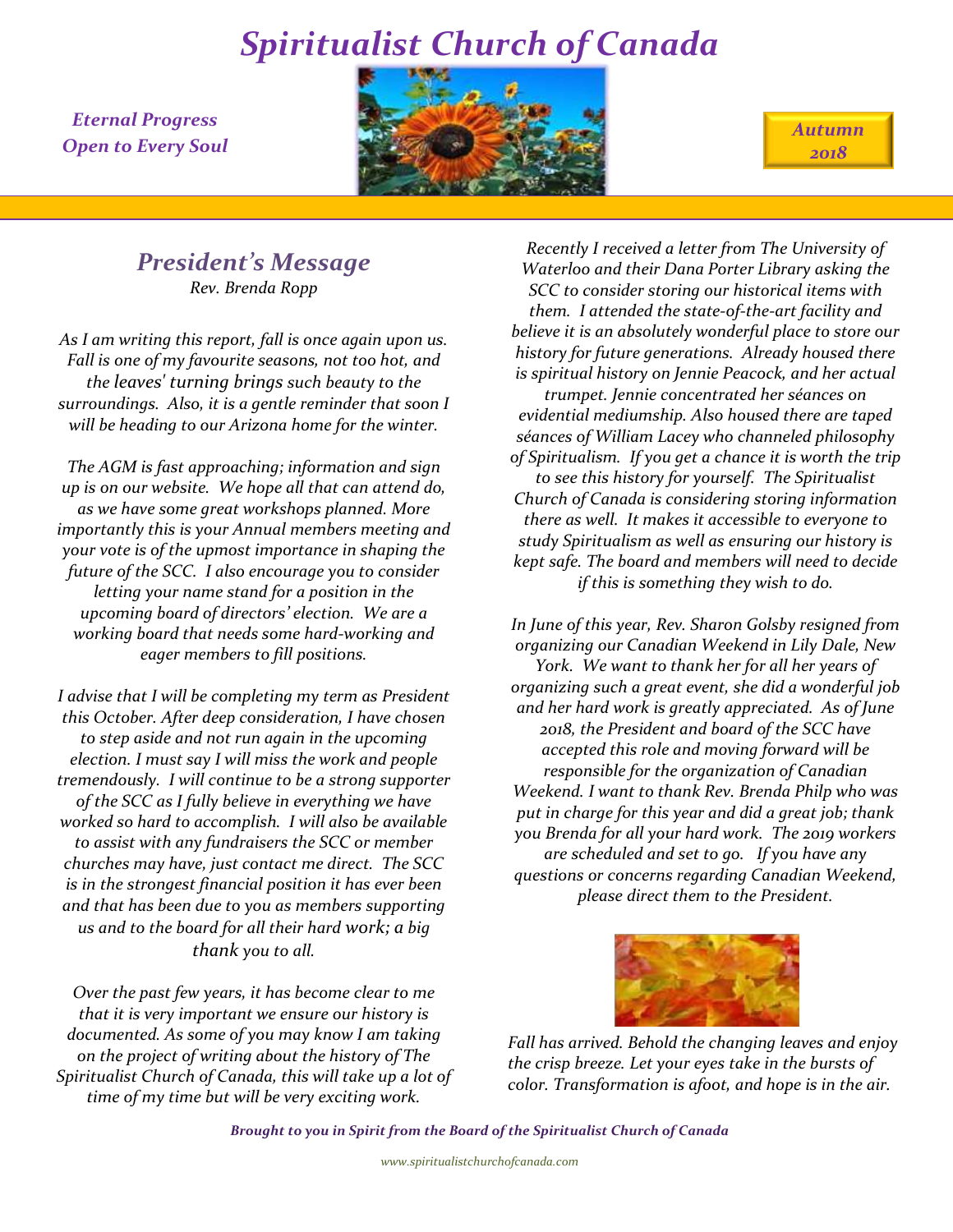# Spiritualist Church of Canada

*Eternal Progress*
*Open to Every Soul*

*Autumn 2018*

## President's Message

*Rev. Brenda Ropp*

*As I am writing this report, fall is once again upon us. Fall is one of my favourite seasons, not too hot, and the leaves' turning brings such beauty to the surroundings. Also, it is a gentle reminder that soon I will be heading to our Arizona home for the winter.*

*The AGM is fast approaching; information and sign up is on our website. We hope all that can attend do, as we have some great workshops planned. More importantly this is your Annual members meeting and your vote is of the upmost importance in shaping the future of the SCC. I also encourage you to consider letting your name stand for a position in the upcoming board of directors' election. We are a working board that needs some hard-working and eager members to fill positions.*

*I advise that I will be completing my term as President this October. After deep consideration, I have chosen to step aside and not run again in the upcoming election. I must say I will miss the work and people tremendously. I will continue to be a strong supporter of the SCC as I fully believe in everything we have worked so hard to accomplish. I will also be available to assist with any fundraisers the SCC or member churches may have, just contact me direct. The SCC is in the strongest financial position it has ever been and that has been due to you as members supporting us and to the board for all their hard work; a big thank you to all.*

*Over the past few years, it has become clear to me that it is very important we ensure our history is documented. As some of you may know I am taking on the project of writing about the history of The Spiritualist Church of Canada, this will take up a lot of time of my time but will be very exciting work.*

*Recently I received a letter from The University of Waterloo and their Dana Porter Library asking the SCC to consider storing our historical items with them. I attended the state-of-the-art facility and believe it is an absolutely wonderful place to store our history for future generations. Already housed there is spiritual history on Jennie Peacock, and her actual trumpet. Jennie concentrated her séances on evidential mediumship. Also housed there are taped séances of William Lacey who channeled philosophy of Spiritualism. If you get a chance it is worth the trip to see this history for yourself. The Spiritualist Church of Canada is considering storing information there as well. It makes it accessible to everyone to study Spiritualism as well as ensuring our history is kept safe. The board and members will need to decide if this is something they wish to do.*

*In June of this year, Rev. Sharon Golsby resigned from organizing our Canadian Weekend in Lily Dale, New York. We want to thank her for all her years of organizing such a great event, she did a wonderful job and her hard work is greatly appreciated. As of June 2018, the President and board of the SCC have accepted this role and moving forward will be responsible for the organization of Canadian Weekend. I want to thank Rev. Brenda Philp who was put in charge for this year and did a great job; thank you Brenda for all your hard work. The 2019 workers are scheduled and set to go. If you have any questions or concerns regarding Canadian Weekend, please direct them to the President.*

*Fall has arrived. Behold the changing leaves and enjoy the crisp breeze. Let your eyes take in the bursts of color. Transformation is afoot, and hope is in the air.*

***Brought to you in Spirit from the Board of the Spiritualist Church of Canada***

*www.spiritualistchurchofcanada.com*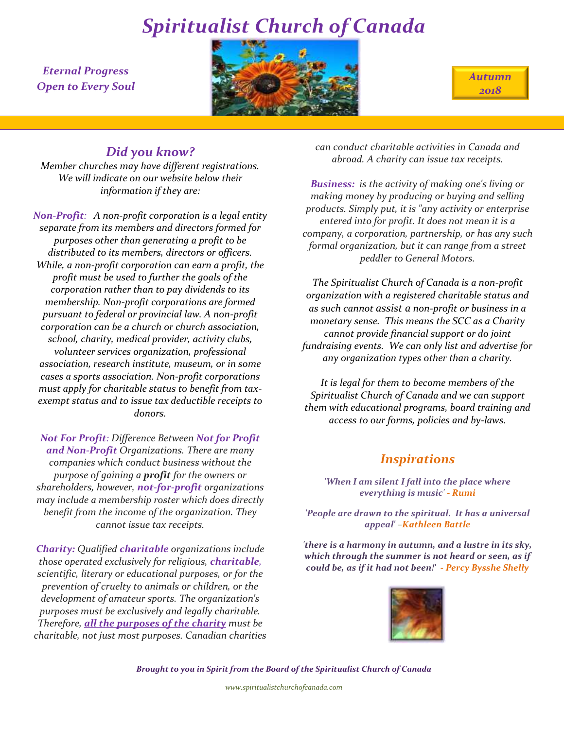# *Spiritualist Church of Canada*

***Eternal Progress***
***Open to Every Soul***

***Autumn 2018***

## *Did you know?*

*Member churches may have different registrations. We will indicate on our website below their information if they are:*

***Non-Profit**: A non-profit corporation is a legal entity separate from its members and directors formed for purposes other than generating a profit to be distributed to its members, directors or officers. While, a non-profit corporation can earn a profit, the profit must be used to further the goals of the corporation rather than to pay dividends to its membership. Non-profit corporations are formed pursuant to federal or provincial law. A non-profit corporation can be a church or church association, school, charity, medical provider, activity clubs, volunteer services organization, professional association, research institute, museum, or in some cases a sports association. Non-profit corporations must apply for charitable status to benefit from tax-exempt status and to issue tax deductible receipts to donors.*

***Not For Profit**: Difference Between **Not for Profit and Non-Profit** Organizations. There are many companies which conduct business without the purpose of gaining a **profit** for the owners or shareholders, however, **not-for-profit** organizations may include a membership roster which does directly benefit from the income of the organization. They cannot issue tax receipts.*

***Charity:** Qualified **charitable** organizations include those operated exclusively for religious, **charitable**, scientific, literary or educational purposes, or for the prevention of cruelty to animals or children, or the development of amateur sports. The organization's purposes must be exclusively and legally charitable. Therefore, **all the purposes of the charity** must be charitable, not just most purposes. Canadian charities can conduct charitable activities in Canada and abroad. A charity can issue tax receipts.*

***Business:** is the activity of making one's living or making money by producing or buying and selling products. Simply put, it is "any activity or enterprise entered into for profit. It does not mean it is a company, a corporation, partnership, or has any such formal organization, but it can range from a street peddler to General Motors.*

*The Spiritualist Church of Canada is a non-profit organization with a registered charitable status and as such cannot assist a non-profit or business in a monetary sense. This means the SCC as a Charity cannot provide financial support or do joint fundraising events. We can only list and advertise for any organization types other than a charity.*

*It is legal for them to become members of the Spiritualist Church of Canada and we can support them with educational programs, board training and access to our forms, policies and by-laws.*

## *Inspirations*

***'When I am silent I fall into the place where everything is music' - Rumi***

***'People are drawn to the spiritual. It has a universal appeal' –Kathleen Battle***

***'there is a harmony in autumn, and a lustre in its sky, which through the summer is not heard or seen, as if could be, as if it had not been!' - Percy Bysshe Shelly***

***Brought to you in Spirit from the Board of the Spiritualist Church of Canada***

*www.spiritualistchurchofcanada.com*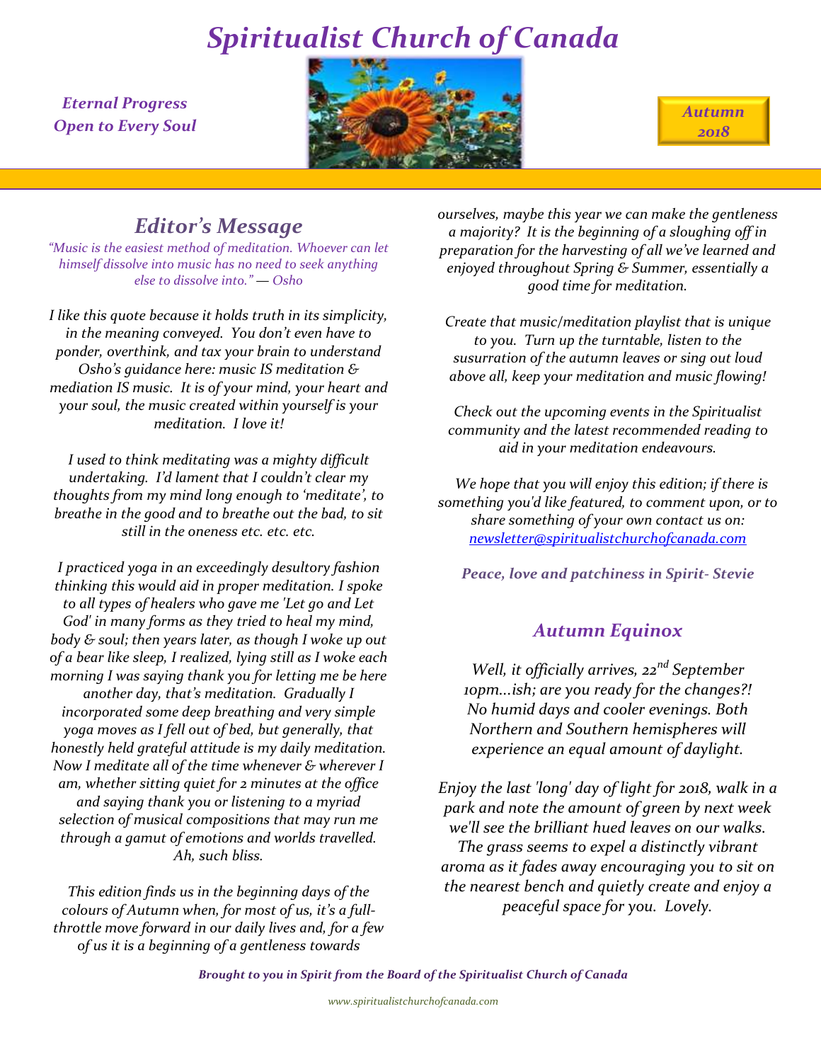# *Spiritualist Church of Canada*

***Eternal Progress***
***Open to Every Soul***

***Autumn 2018***

## *Editor's Message*

*"Music is the easiest method of meditation. Whoever can let himself dissolve into music has no need to seek anything else to dissolve into." — Osho*

*I like this quote because it holds truth in its simplicity, in the meaning conveyed. You don't even have to ponder, overthink, and tax your brain to understand Osho's guidance here: music IS meditation & mediation IS music. It is of your mind, your heart and your soul, the music created within yourself is your meditation. I love it!*

*I used to think meditating was a mighty difficult undertaking. I'd lament that I couldn't clear my thoughts from my mind long enough to 'meditate', to breathe in the good and to breathe out the bad, to sit still in the oneness etc. etc. etc.*

*I practiced yoga in an exceedingly desultory fashion thinking this would aid in proper meditation. I spoke to all types of healers who gave me 'Let go and Let God' in many forms as they tried to heal my mind, body & soul; then years later, as though I woke up out of a bear like sleep, I realized, lying still as I woke each morning I was saying thank you for letting me be here another day, that's meditation. Gradually I incorporated some deep breathing and very simple yoga moves as I fell out of bed, but generally, that honestly held grateful attitude is my daily meditation. Now I meditate all of the time whenever & wherever I am, whether sitting quiet for 2 minutes at the office and saying thank you or listening to a myriad selection of musical compositions that may run me through a gamut of emotions and worlds travelled. Ah, such bliss.*

*This edition finds us in the beginning days of the colours of Autumn when, for most of us, it's a full-throttle move forward in our daily lives and, for a few of us it is a beginning of a gentleness towards ourselves, maybe this year we can make the gentleness a majority? It is the beginning of a sloughing off in preparation for the harvesting of all we've learned and enjoyed throughout Spring & Summer, essentially a good time for meditation.*

*Create that music/meditation playlist that is unique to you. Turn up the turntable, listen to the susurration of the autumn leaves or sing out loud above all, keep your meditation and music flowing!*

*Check out the upcoming events in the Spiritualist community and the latest recommended reading to aid in your meditation endeavours.*

*We hope that you will enjoy this edition; if there is something you'd like featured, to comment upon, or to share something of your own contact us on: newsletter@spiritualistchurchofcanada.com*

***Peace, love and patchiness in Spirit- Stevie***

## *Autumn Equinox*

*Well, it officially arrives, 22nd September 10pm…ish; are you ready for the changes?! No humid days and cooler evenings. Both Northern and Southern hemispheres will experience an equal amount of daylight.*

*Enjoy the last 'long' day of light for 2018, walk in a park and note the amount of green by next week we'll see the brilliant hued leaves on our walks. The grass seems to expel a distinctly vibrant aroma as it fades away encouraging you to sit on the nearest bench and quietly create and enjoy a peaceful space for you. Lovely.*

***Brought to you in Spirit from the Board of the Spiritualist Church of Canada***

*www.spiritualistchurchofcanada.com*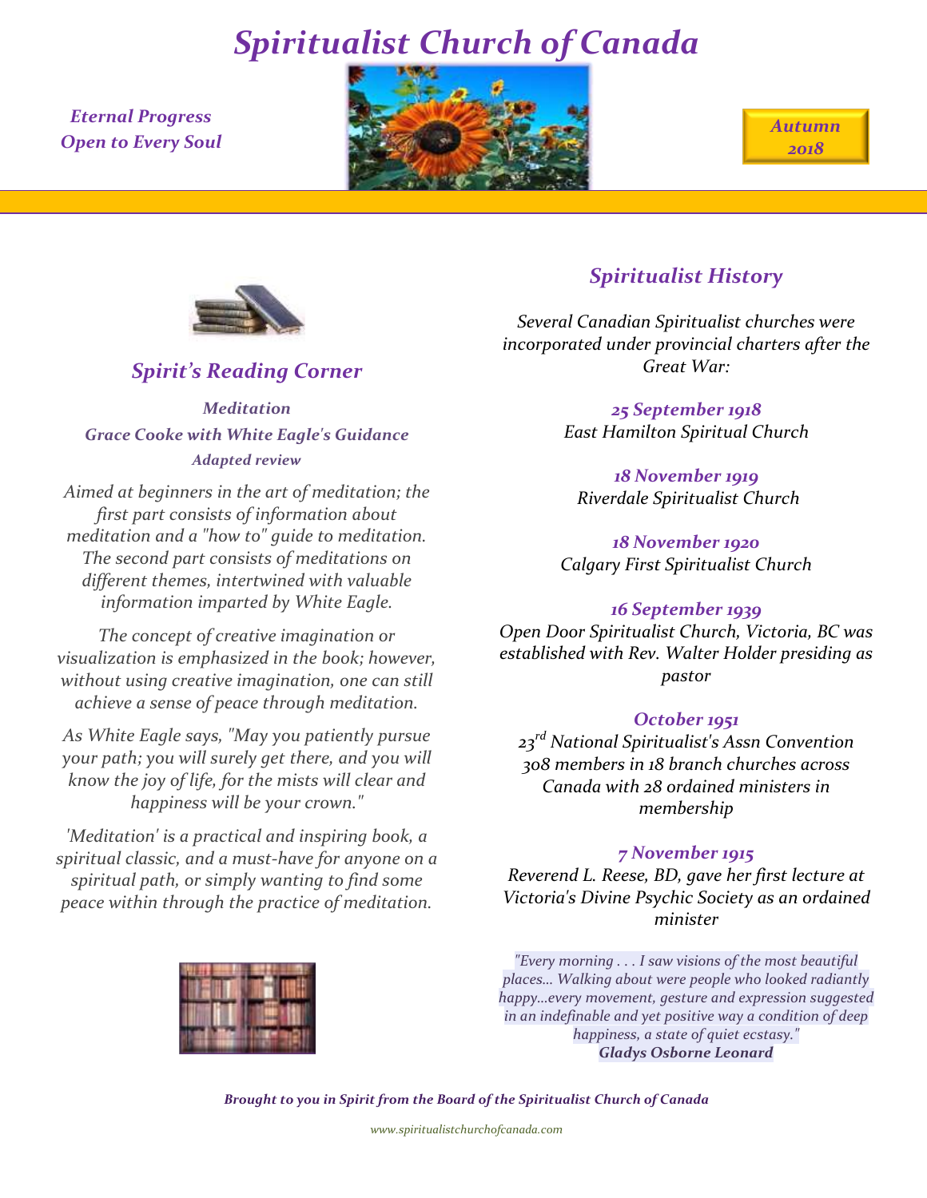# *Spiritualist Church of Canada*

***Eternal Progress***
***Open to Every Soul***

***Autumn 2018***

## *Spirit's Reading Corner*

***Meditation***
***Grace Cooke with White Eagle's Guidance***
***Adapted review***

*Aimed at beginners in the art of meditation; the first part consists of information about meditation and a "how to" guide to meditation. The second part consists of meditations on different themes, intertwined with valuable information imparted by White Eagle.*

*The concept of creative imagination or visualization is emphasized in the book; however, without using creative imagination, one can still achieve a sense of peace through meditation.*

*As White Eagle says, "May you patiently pursue your path; you will surely get there, and you will know the joy of life, for the mists will clear and happiness will be your crown."*

*'Meditation' is a practical and inspiring book, a spiritual classic, and a must-have for anyone on a spiritual path, or simply wanting to find some peace within through the practice of meditation.*

## *Spiritualist History*

*Several Canadian Spiritualist churches were incorporated under provincial charters after the Great War:*

***25 September 1918***
*East Hamilton Spiritual Church*

***18 November 1919***
*Riverdale Spiritualist Church*

***18 November 1920***
*Calgary First Spiritualist Church*

***16 September 1939***
*Open Door Spiritualist Church, Victoria, BC was established with Rev. Walter Holder presiding as pastor*

***October 1951***
*23rd National Spiritualist's Assn Convention 308 members in 18 branch churches across Canada with 28 ordained ministers in membership*

***7 November 1915***
*Reverend L. Reese, BD, gave her first lecture at Victoria's Divine Psychic Society as an ordained minister*

*"Every morning . . . I saw visions of the most beautiful places... Walking about were people who looked radiantly happy...every movement, gesture and expression suggested in an indefinable and yet positive way a condition of deep happiness, a state of quiet ecstasy."*
***Gladys Osborne Leonard***

***Brought to you in Spirit from the Board of the Spiritualist Church of Canada***

*www.spiritualistchurchofcanada.com*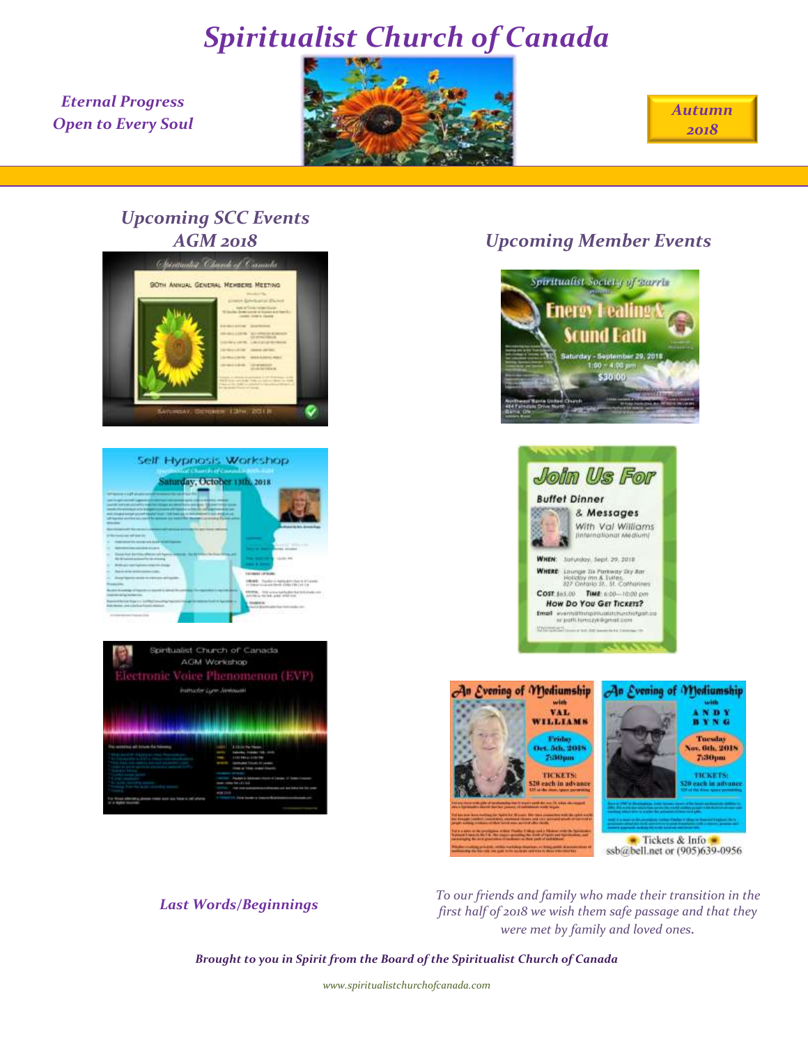# Spiritualist Church of Canada

*Eternal Progress*
*Open to Every Soul*

*Autumn 2018*

## Upcoming SCC Events
## AGM 2018

## Upcoming Member Events

Tickets & Info
ssb@bell.net or (905)639-0956

### Last Words/Beginnings

*To our friends and family who made their transition in the first half of 2018 we wish them safe passage and that they were met by family and loved ones.*

***Brought to you in Spirit from the Board of the Spiritualist Church of Canada***

*www.spiritualistchurchofcanada.com*